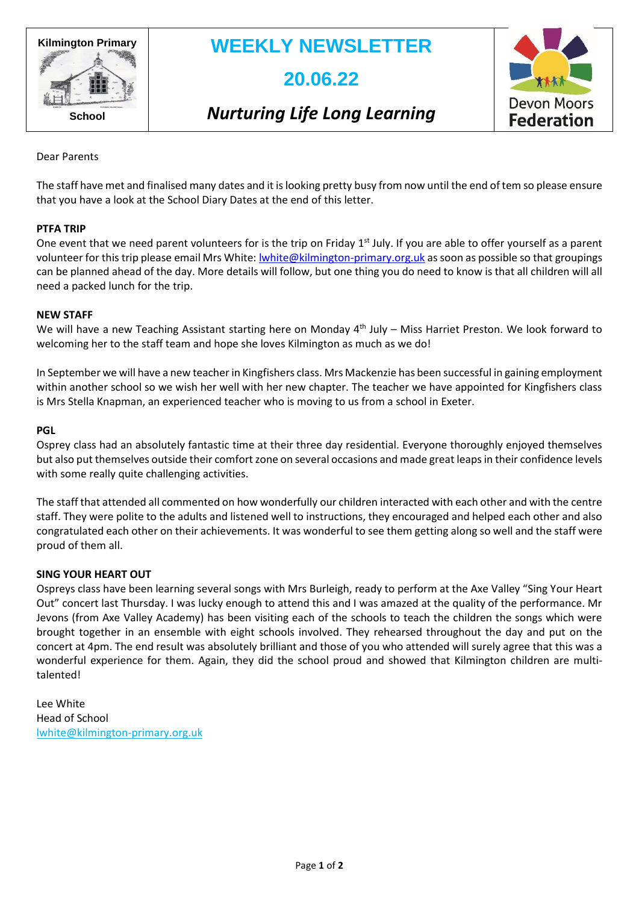Kilmington Primary School

# WEEKLY NEWSLETTER

## 20.06.22

### *Nurturing Life Long Learning*

Devon Moors Federation

Dear Parents

The staff have met and finalised many dates and it is looking pretty busy from now until the end of tem so please ensure that you have a look at the School Diary Dates at the end of this letter.

**PTFA TRIP**

One event that we need parent volunteers for is the trip on Friday 1st July. If you are able to offer yourself as a parent volunteer for this trip please email Mrs White: lwhite@kilmington-primary.org.uk as soon as possible so that groupings can be planned ahead of the day. More details will follow, but one thing you do need to know is that all children will all need a packed lunch for the trip.

**NEW STAFF**

We will have a new Teaching Assistant starting here on Monday 4th July – Miss Harriet Preston. We look forward to welcoming her to the staff team and hope she loves Kilmington as much as we do!

In September we will have a new teacher in Kingfishers class. Mrs Mackenzie has been successful in gaining employment within another school so we wish her well with her new chapter. The teacher we have appointed for Kingfishers class is Mrs Stella Knapman, an experienced teacher who is moving to us from a school in Exeter.

**PGL**

Osprey class had an absolutely fantastic time at their three day residential. Everyone thoroughly enjoyed themselves but also put themselves outside their comfort zone on several occasions and made great leaps in their confidence levels with some really quite challenging activities.

The staff that attended all commented on how wonderfully our children interacted with each other and with the centre staff. They were polite to the adults and listened well to instructions, they encouraged and helped each other and also congratulated each other on their achievements. It was wonderful to see them getting along so well and the staff were proud of them all.

**SING YOUR HEART OUT**

Ospreys class have been learning several songs with Mrs Burleigh, ready to perform at the Axe Valley "Sing Your Heart Out" concert last Thursday. I was lucky enough to attend this and I was amazed at the quality of the performance. Mr Jevons (from Axe Valley Academy) has been visiting each of the schools to teach the children the songs which were brought together in an ensemble with eight schools involved. They rehearsed throughout the day and put on the concert at 4pm. The end result was absolutely brilliant and those of you who attended will surely agree that this was a wonderful experience for them. Again, they did the school proud and showed that Kilmington children are multi-talented!

Lee White
Head of School
lwhite@kilmington-primary.org.uk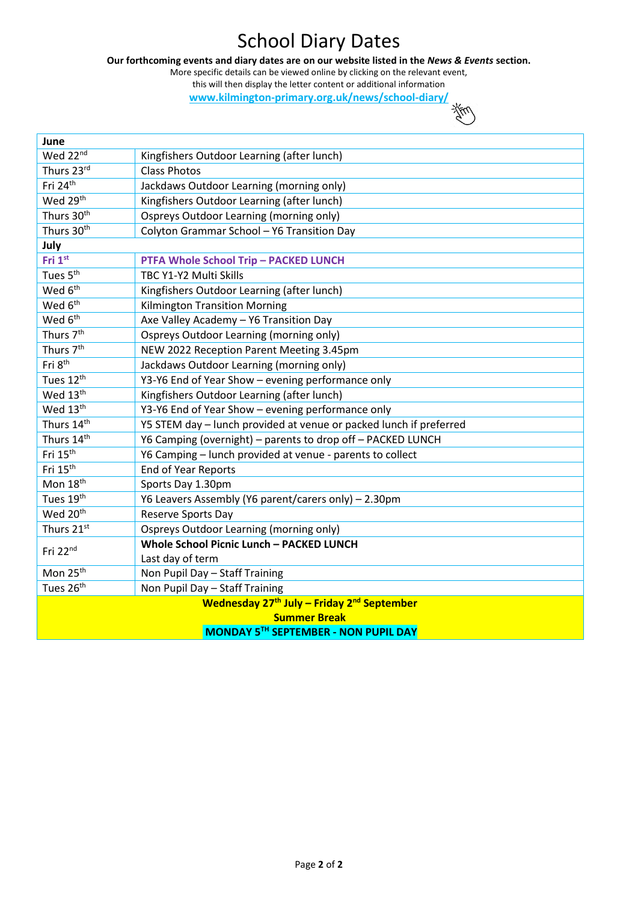# School Diary Dates

**Our forthcoming events and diary dates are on our website listed in the *News & Events* section.**

More specific details can be viewed online by clicking on the relevant event,
this will then display the letter content or additional information

**www.kilmington-primary.org.uk/news/school-diary/**

| | |
|---|---|
| **June** | |
| Wed 22nd | Kingfishers Outdoor Learning (after lunch) |
| Thurs 23rd | Class Photos |
| Fri 24th | Jackdaws Outdoor Learning (morning only) |
| Wed 29th | Kingfishers Outdoor Learning (after lunch) |
| Thurs 30th | Ospreys Outdoor Learning (morning only) |
| Thurs 30th | Colyton Grammar School – Y6 Transition Day |
| **July** | |
| **Fri 1st** | **PTFA Whole School Trip – PACKED LUNCH** |
| Tues 5th | TBC Y1-Y2 Multi Skills |
| Wed 6th | Kingfishers Outdoor Learning (after lunch) |
| Wed 6th | Kilmington Transition Morning |
| Wed 6th | Axe Valley Academy – Y6 Transition Day |
| Thurs 7th | Ospreys Outdoor Learning (morning only) |
| Thurs 7th | NEW 2022 Reception Parent Meeting 3.45pm |
| Fri 8th | Jackdaws Outdoor Learning (morning only) |
| Tues 12th | Y3-Y6 End of Year Show – evening performance only |
| Wed 13th | Kingfishers Outdoor Learning (after lunch) |
| Wed 13th | Y3-Y6 End of Year Show – evening performance only |
| Thurs 14th | Y5 STEM day – lunch provided at venue or packed lunch if preferred |
| Thurs 14th | Y6 Camping (overnight) – parents to drop off – PACKED LUNCH |
| Fri 15th | Y6 Camping – lunch provided at venue - parents to collect |
| Fri 15th | End of Year Reports |
| Mon 18th | Sports Day 1.30pm |
| Tues 19th | Y6 Leavers Assembly (Y6 parent/carers only) – 2.30pm |
| Wed 20th | Reserve Sports Day |
| Thurs 21st | Ospreys Outdoor Learning (morning only) |
| Fri 22nd | **Whole School Picnic Lunch – PACKED LUNCH**<br>Last day of term |
| Mon 25th | Non Pupil Day – Staff Training |
| Tues 26th | Non Pupil Day – Staff Training |
| **Wednesday 27th July – Friday 2nd September**<br>**Summer Break**<br>**MONDAY 5TH SEPTEMBER - NON PUPIL DAY** | |